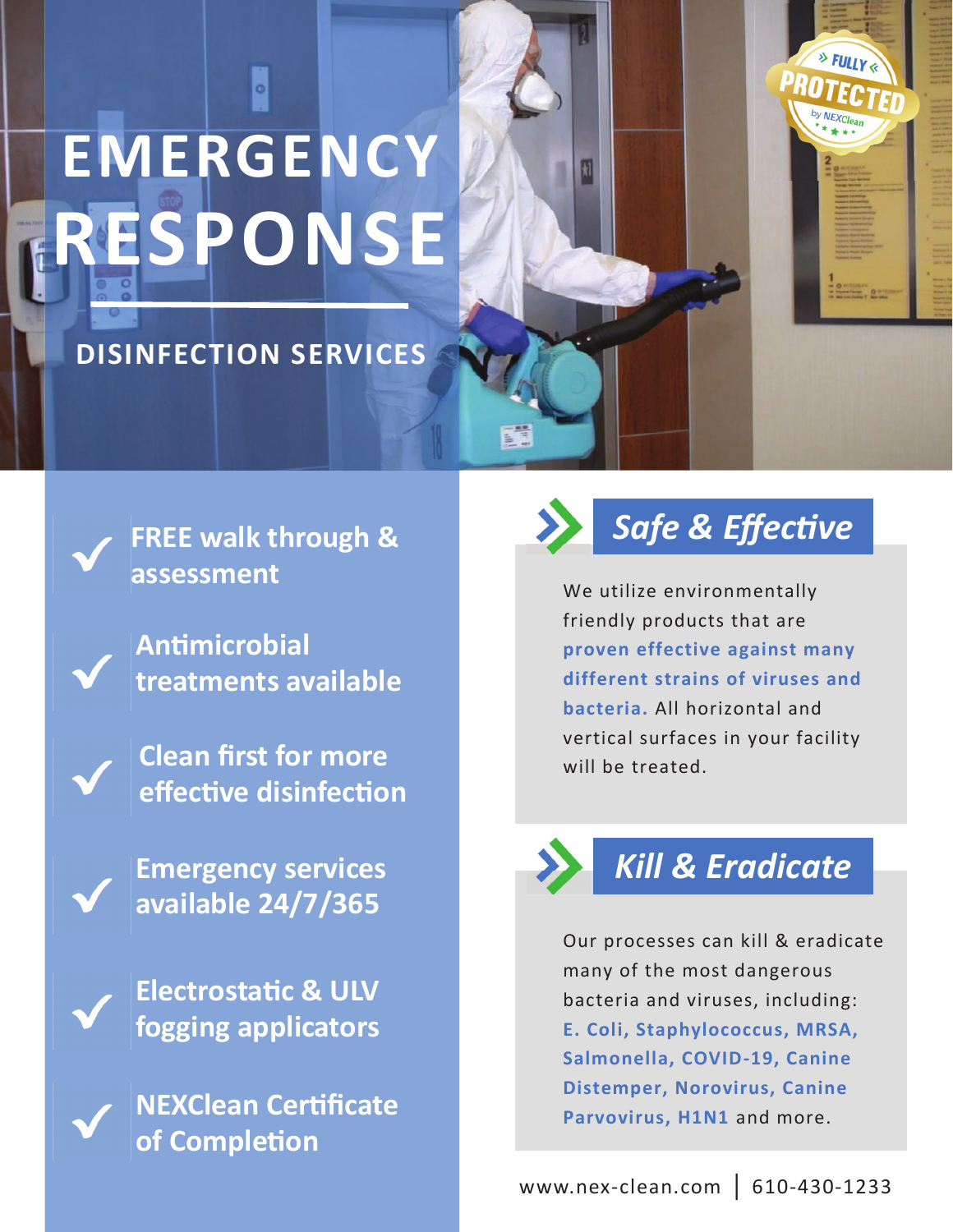# EMERGENCY RESPONSE

## DISINFECTION SERVICES

- **FREE walk through & assessment**
- **Antimicrobial treatments available**
- **Clean first for more effective disinfection**
- **Emergency services available 24/7/365**
- **Electrostatic & ULV fogging applicators**
- **NEXClean Certificate of Completion**

## *Safe & Effective*

We utilize environmentally friendly products that are **proven effective against many different strains of viruses and bacteria.** All horizontal and vertical surfaces in your facility will be treated.

## *Kill & Eradicate*

Our processes can kill & eradicate many of the most dangerous bacteria and viruses, including: **E. Coli, Staphylococcus, MRSA, Salmonella, COVID-19, Canine Distemper, Norovirus, Canine Parvovirus, H1N1** and more.

www.nex-clean.com | 610-430-1233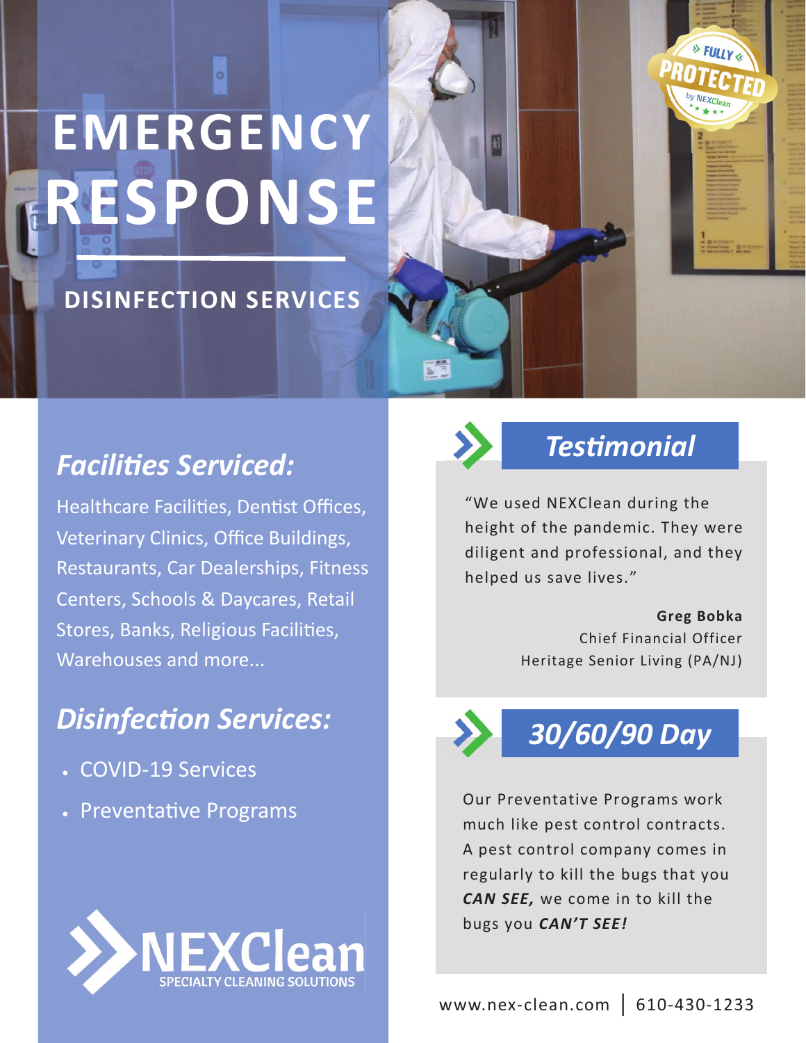# EMERGENCY RESPONSE

## DISINFECTION SERVICES

## *Facilities Serviced:*

Healthcare Facilities, Dentist Offices, Veterinary Clinics, Office Buildings, Restaurants, Car Dealerships, Fitness Centers, Schools & Daycares, Retail Stores, Banks, Religious Facilities, Warehouses and more...

## *Disinfection Services:*

- COVID-19 Services
- Preventative Programs

NEXClean
SPECIALTY CLEANING SOLUTIONS

## *Testimonial*

"We used NEXClean during the height of the pandemic. They were diligent and professional, and they helped us save lives."

**Greg Bobka**
Chief Financial Officer
Heritage Senior Living (PA/NJ)

## *30/60/90 Day*

Our Preventative Programs work much like pest control contracts. A pest control company comes in regularly to kill the bugs that you ***CAN SEE,*** we come in to kill the bugs you ***CAN'T SEE!***

www.nex-clean.com | 610-430-1233